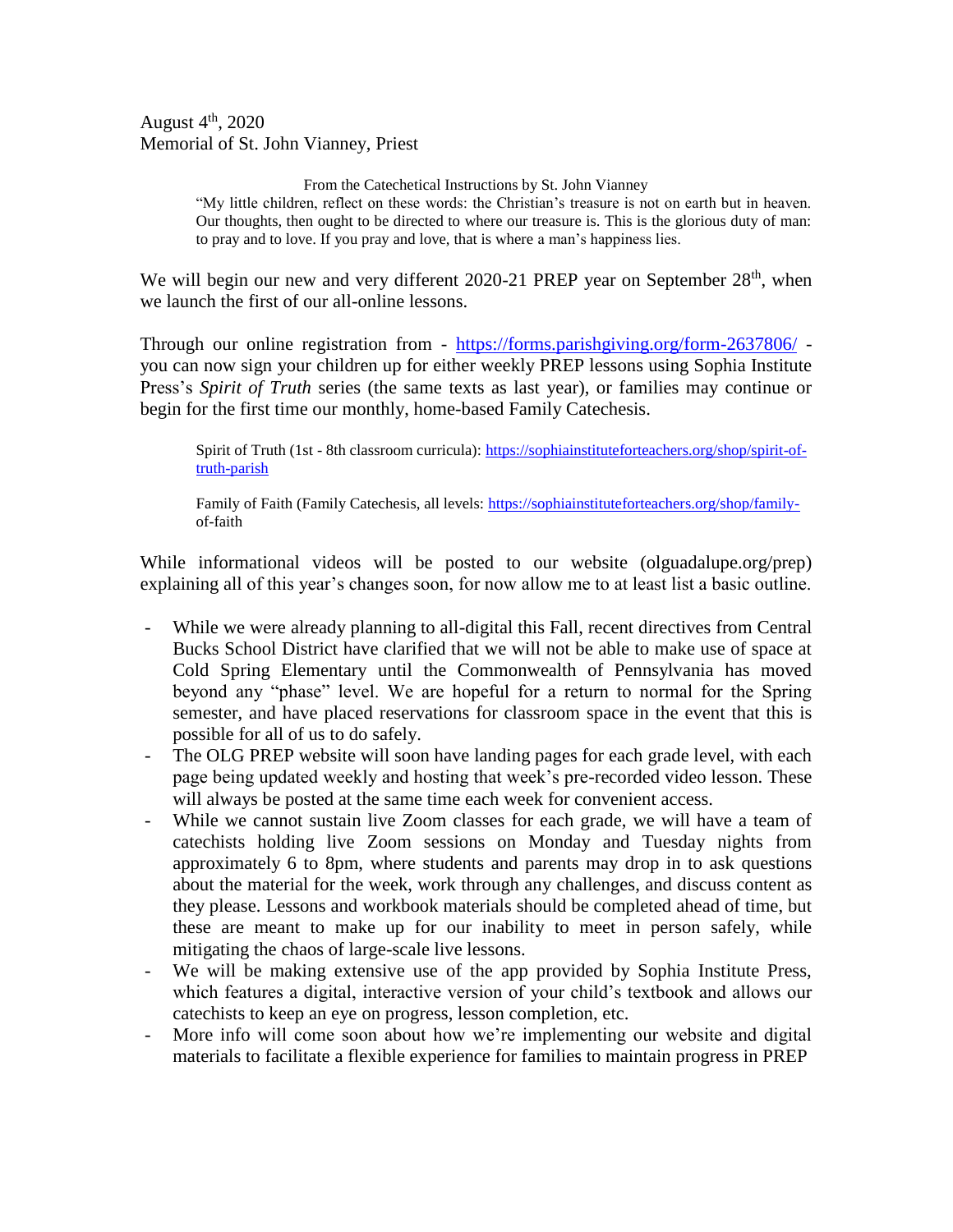August 4th, 2020
Memorial of St. John Vianney, Priest

> From the Catechetical Instructions by St. John Vianney
>
> "My little children, reflect on these words: the Christian's treasure is not on earth but in heaven. Our thoughts, then ought to be directed to where our treasure is. This is the glorious duty of man: to pray and to love. If you pray and love, that is where a man's happiness lies.

We will begin our new and very different 2020-21 PREP year on September 28th, when we launch the first of our all-online lessons.

Through our online registration from - https://forms.parishgiving.org/form-2637806/ - you can now sign your children up for either weekly PREP lessons using Sophia Institute Press's *Spirit of Truth* series (the same texts as last year), or families may continue or begin for the first time our monthly, home-based Family Catechesis.

> Spirit of Truth (1st - 8th classroom curricula): https://sophiainstituteforteachers.org/shop/spirit-of-truth-parish
>
> Family of Faith (Family Catechesis, all levels: https://sophiainstituteforteachers.org/shop/family-of-faith

While informational videos will be posted to our website (olguadalupe.org/prep) explaining all of this year's changes soon, for now allow me to at least list a basic outline.

- While we were already planning to all-digital this Fall, recent directives from Central Bucks School District have clarified that we will not be able to make use of space at Cold Spring Elementary until the Commonwealth of Pennsylvania has moved beyond any "phase" level. We are hopeful for a return to normal for the Spring semester, and have placed reservations for classroom space in the event that this is possible for all of us to do safely.
- The OLG PREP website will soon have landing pages for each grade level, with each page being updated weekly and hosting that week's pre-recorded video lesson. These will always be posted at the same time each week for convenient access.
- While we cannot sustain live Zoom classes for each grade, we will have a team of catechists holding live Zoom sessions on Monday and Tuesday nights from approximately 6 to 8pm, where students and parents may drop in to ask questions about the material for the week, work through any challenges, and discuss content as they please. Lessons and workbook materials should be completed ahead of time, but these are meant to make up for our inability to meet in person safely, while mitigating the chaos of large-scale live lessons.
- We will be making extensive use of the app provided by Sophia Institute Press, which features a digital, interactive version of your child's textbook and allows our catechists to keep an eye on progress, lesson completion, etc.
- More info will come soon about how we're implementing our website and digital materials to facilitate a flexible experience for families to maintain progress in PREP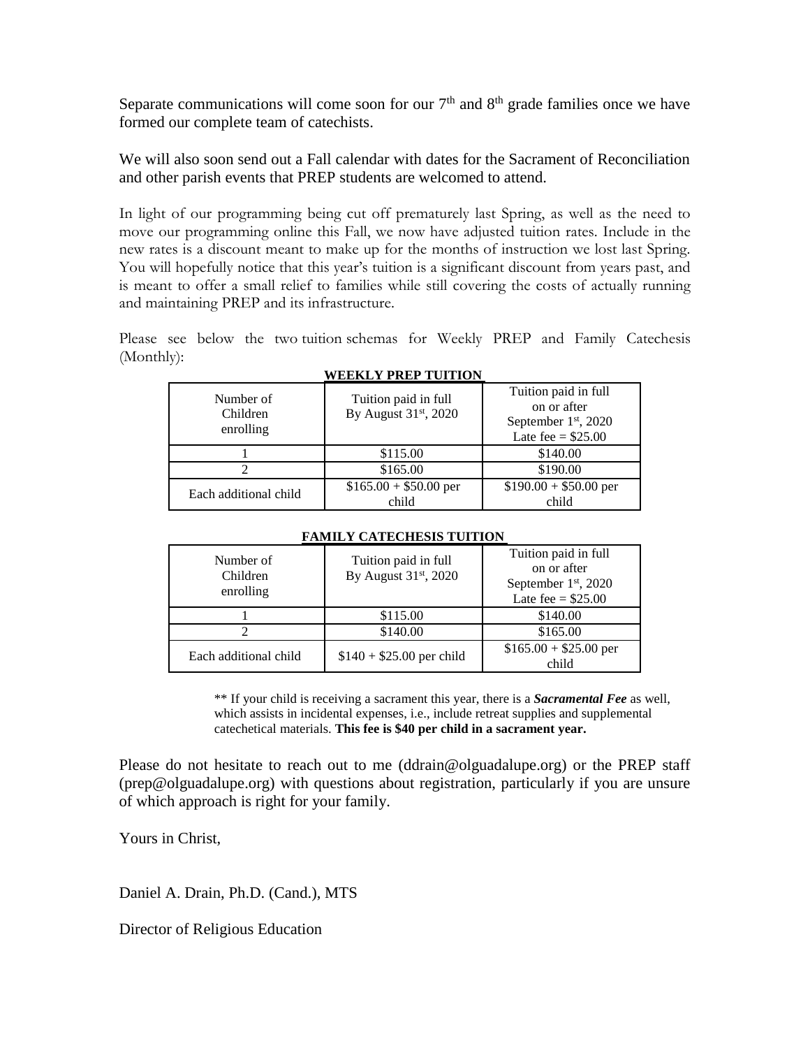Separate communications will come soon for our 7th and 8th grade families once we have formed our complete team of catechists.

We will also soon send out a Fall calendar with dates for the Sacrament of Reconciliation and other parish events that PREP students are welcomed to attend.

In light of our programming being cut off prematurely last Spring, as well as the need to move our programming online this Fall, we now have adjusted tuition rates. Include in the new rates is a discount meant to make up for the months of instruction we lost last Spring. You will hopefully notice that this year's tuition is a significant discount from years past, and is meant to offer a small relief to families while still covering the costs of actually running and maintaining PREP and its infrastructure.

Please see below the two tuition schemas for Weekly PREP and Family Catechesis (Monthly):

**WEEKLY PREP TUITION**

| Number of Children enrolling | Tuition paid in full By August 31st, 2020 | Tuition paid in full on or after September 1st, 2020 Late fee = $25.00 |
|---|---|---|
| 1 | $115.00 | $140.00 |
| 2 | $165.00 | $190.00 |
| Each additional child | $165.00 + $50.00 per child | $190.00 + $50.00 per child |

**FAMILY CATECHESIS TUITION**

| Number of Children enrolling | Tuition paid in full By August 31st, 2020 | Tuition paid in full on or after September 1st, 2020 Late fee = $25.00 |
|---|---|---|
| 1 | $115.00 | $140.00 |
| 2 | $140.00 | $165.00 |
| Each additional child | $140 + $25.00 per child | $165.00 + $25.00 per child |

** If your child is receiving a sacrament this year, there is a ***Sacramental Fee*** as well, which assists in incidental expenses, i.e., include retreat supplies and supplemental catechetical materials. **This fee is $40 per child in a sacrament year.**

Please do not hesitate to reach out to me (ddrain@olguadalupe.org) or the PREP staff (prep@olguadalupe.org) with questions about registration, particularly if you are unsure of which approach is right for your family.

Yours in Christ,

Daniel A. Drain, Ph.D. (Cand.), MTS

Director of Religious Education